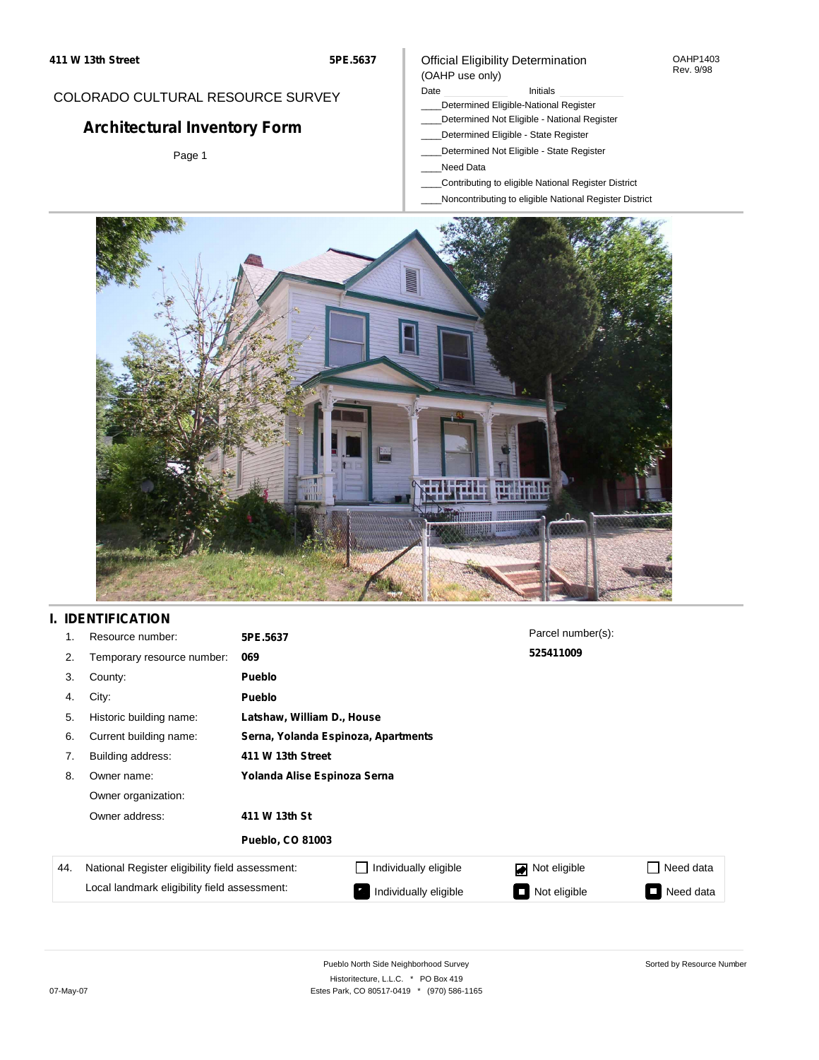411 W 13th Street

5PE.5637

COLORADO CULTURAL RESOURCE SURVEY

# Architectural Inventory Form

Page 1

Official Eligibility Determination
(OAHP use only)

OAHP1403
Rev. 9/98

Date ____________ Initials ____________

____Determined Eligible-National Register
____Determined Not Eligible - National Register
____Determined Eligible - State Register
____Determined Not Eligible - State Register
____Need Data
____Contributing to eligible National Register District
____Noncontributing to eligible National Register District

## I. IDENTIFICATION

1. Resource number: **5PE.5637**
2. Temporary resource number: **069**
3. County: **Pueblo**
4. City: **Pueblo**
5. Historic building name: **Latshaw, William D., House**
6. Current building name: **Serna, Yolanda Espinoza, Apartments**
7. Building address: **411 W 13th Street**
8. Owner name: **Yolanda Alise Espinoza Serna**

   Owner organization:

   Owner address: **411 W 13th St**

   **Pueblo, CO 81003**

Parcel number(s):

**525411009**

| 44. | National Register eligibility field assessment: | ☐ Individually eligible | ☑ Not eligible | ☐ Need data |
|---|---|---|---|---|
| | Local landmark eligibility field assessment: | ☐ Individually eligible | ☐ Not eligible | ☐ Need data |

Pueblo North Side Neighborhood Survey
Historitecture, L.L.C. * PO Box 419
Estes Park, CO 80517-0419 * (970) 586-1165

07-May-07

Sorted by Resource Number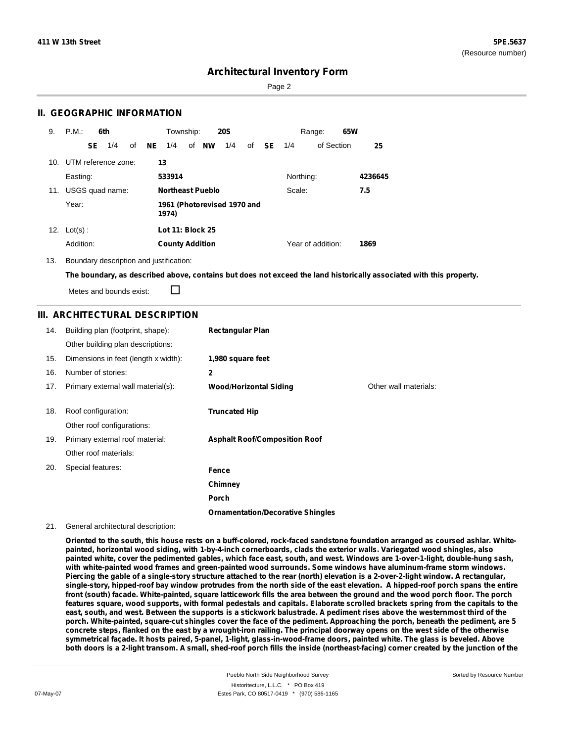**411 W 13th Street** **5PE.5637**
(Resource number)

# Architectural Inventory Form

## II. GEOGRAPHIC INFORMATION

9. P.M.: **6th** Township: **20S** Range: **65W**

**SE** 1/4 of **NE** 1/4 of **NW** 1/4 of **SE** 1/4 of Section **25**

10. UTM reference zone: **13**

Easting: **533914** Northing: **4236645**

11. USGS quad name: **Northeast Pueblo** Scale: **7.5**

Year: **1961 (Photorevised 1970 and 1974)**

12. Lot(s): **Lot 11: Block 25**

Addition: **County Addition** Year of addition: **1869**

13. Boundary description and justification:

**The boundary, as described above, contains but does not exceed the land historically associated with this property.**

Metes and bounds exist: ☐

## III. ARCHITECTURAL DESCRIPTION

14. Building plan (footprint, shape): **Rectangular Plan**

Other building plan descriptions:

15. Dimensions in feet (length x width): **1,980 square feet**

16. Number of stories: **2**

17. Primary external wall material(s): **Wood/Horizontal Siding** Other wall materials:

18. Roof configuration: **Truncated Hip**

Other roof configurations:

19. Primary external roof material: **Asphalt Roof/Composition Roof**

Other roof materials:

20. Special features: **Fence**

**Chimney**

**Porch**

**Ornamentation/Decorative Shingles**

21. General architectural description:

**Oriented to the south, this house rests on a buff-colored, rock-faced sandstone foundation arranged as coursed ashlar. White-painted, horizontal wood siding, with 1-by-4-inch cornerboards, clads the exterior walls. Variegated wood shingles, also painted white, cover the pedimented gables, which face east, south, and west. Windows are 1-over-1-light, double-hung sash, with white-painted wood frames and green-painted wood surrounds. Some windows have aluminum-frame storm windows. Piercing the gable of a single-story structure attached to the rear (north) elevation is a 2-over-2-light window. A rectangular, single-story, hipped-roof bay window protrudes from the north side of the east elevation. A hipped-roof porch spans the entire front (south) facade. White-painted, square latticework fills the area between the ground and the wood porch floor. The porch features square, wood supports, with formal pedestals and capitals. Elaborate scrolled brackets spring from the capitals to the east, south, and west. Between the supports is a stickwork balustrade. A pediment rises above the westernmost third of the porch. White-painted, square-cut shingles cover the face of the pediment. Approaching the porch, beneath the pediment, are 5 concrete steps, flanked on the east by a wrought-iron railing. The principal doorway opens on the west side of the otherwise symmetrical façade. It hosts paired, 5-panel, 1-light, glass-in-wood-frame doors, painted white. The glass is beveled. Above both doors is a 2-light transom. A small, shed-roof porch fills the inside (northeast-facing) corner created by the junction of the**

Pueblo North Side Neighborhood Survey
Historitecture, L.L.C. * PO Box 419
Estes Park, CO 80517-0419 * (970) 586-1165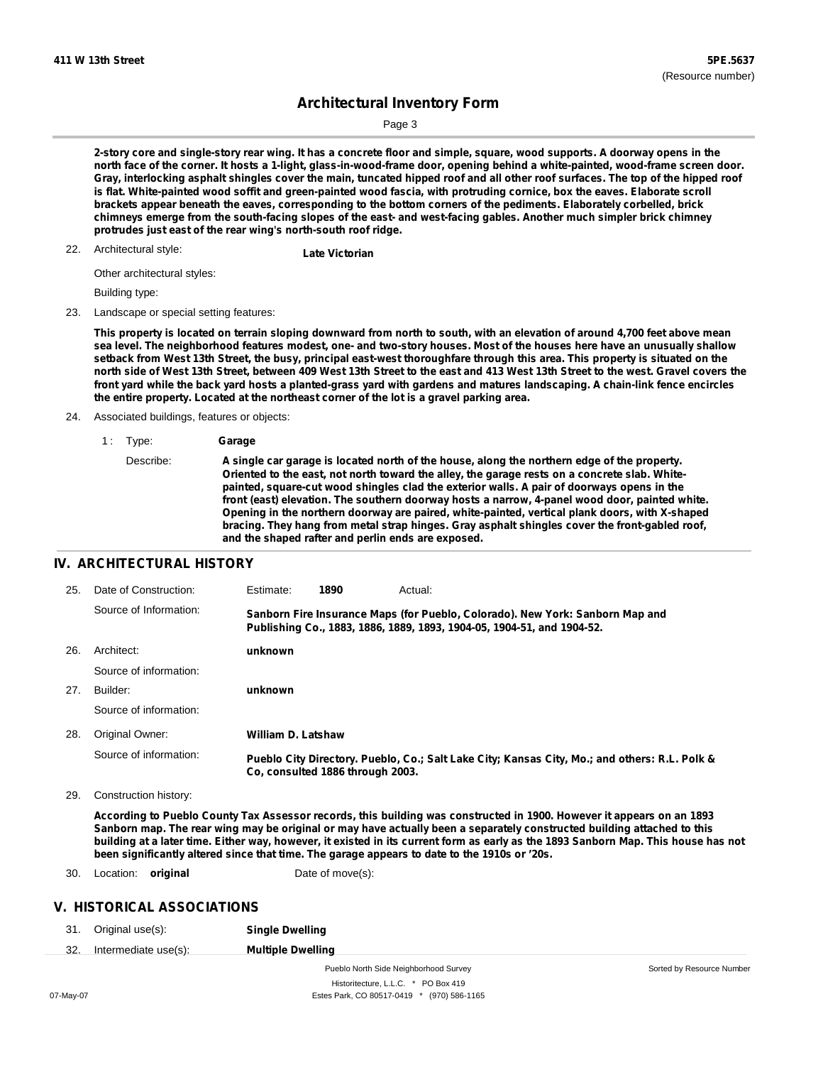2-story core and single-story rear wing. It has a concrete floor and simple, square, wood supports. A doorway opens in the north face of the corner. It hosts a 1-light, glass-in-wood-frame door, opening behind a white-painted, wood-frame screen door. Gray, interlocking asphalt shingles cover the main, tuncated hipped roof and all other roof surfaces. The top of the hipped roof is flat. White-painted wood soffit and green-painted wood fascia, with protruding cornice, box the eaves. Elaborate scroll brackets appear beneath the eaves, corresponding to the bottom corners of the pediments. Elaborately corbelled, brick chimneys emerge from the south-facing slopes of the east- and west-facing gables. Another much simpler brick chimney protrudes just east of the rear wing's north-south roof ridge.

22. Architectural style: **Late Victorian**

Other architectural styles:

Building type:

23. Landscape or special setting features:

This property is located on terrain sloping downward from north to south, with an elevation of around 4,700 feet above mean sea level. The neighborhood features modest, one- and two-story houses. Most of the houses here have an unusually shallow setback from West 13th Street, the busy, principal east-west thoroughfare through this area. This property is situated on the north side of West 13th Street, between 409 West 13th Street to the east and 413 West 13th Street to the west. Gravel covers the front yard while the back yard hosts a planted-grass yard with gardens and matures landscaping. A chain-link fence encircles the entire property. Located at the northeast corner of the lot is a gravel parking area.

24. Associated buildings, features or objects:

1 : Type: **Garage**

Describe: A single car garage is located north of the house, along the northern edge of the property. Oriented to the east, not north toward the alley, the garage rests on a concrete slab. White-painted, square-cut wood shingles clad the exterior walls. A pair of doorways opens in the front (east) elevation. The southern doorway hosts a narrow, 4-panel wood door, painted white. Opening in the northern doorway are paired, white-painted, vertical plank doors, with X-shaped bracing. They hang from metal strap hinges. Gray asphalt shingles cover the front-gabled roof, and the shaped rafter and perlin ends are exposed.

## IV. ARCHITECTURAL HISTORY

25. Date of Construction: Estimate: **1890** Actual:

Source of Information: **Sanborn Fire Insurance Maps (for Pueblo, Colorado). New York: Sanborn Map and Publishing Co., 1883, 1886, 1889, 1893, 1904-05, 1904-51, and 1904-52.**

26. Architect: **unknown**

Source of information:

27. Builder: **unknown**

Source of information:

28. Original Owner: **William D. Latshaw**

Source of information: **Pueblo City Directory. Pueblo, Co.; Salt Lake City; Kansas City, Mo.; and others: R.L. Polk & Co, consulted 1886 through 2003.**

29. Construction history:

According to Pueblo County Tax Assessor records, this building was constructed in 1900. However it appears on an 1893 Sanborn map. The rear wing may be original or may have actually been a separately constructed building attached to this building at a later time. Either way, however, it existed in its current form as early as the 1893 Sanborn Map. This house has not been significantly altered since that time. The garage appears to date to the 1910s or '20s.

30. Location: **original** Date of move(s):

## V. HISTORICAL ASSOCIATIONS

31. Original use(s): **Single Dwelling**

32. Intermediate use(s): **Multiple Dwelling**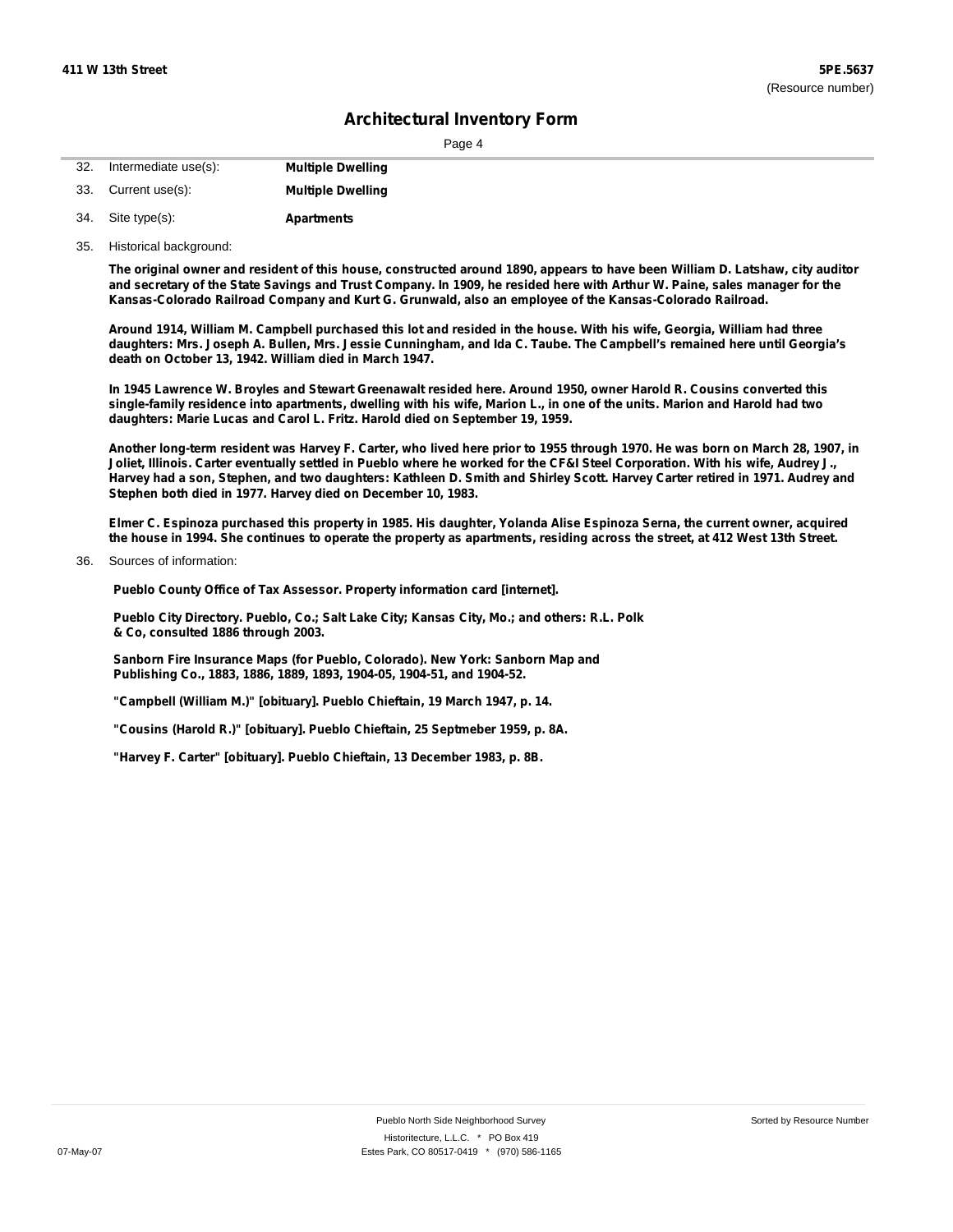# Architectural Inventory Form

32. Intermediate use(s): **Multiple Dwelling**

33. Current use(s): **Multiple Dwelling**

34. Site type(s): **Apartments**

35. Historical background:

**The original owner and resident of this house, constructed around 1890, appears to have been William D. Latshaw, city auditor and secretary of the State Savings and Trust Company. In 1909, he resided here with Arthur W. Paine, sales manager for the Kansas-Colorado Railroad Company and Kurt G. Grunwald, also an employee of the Kansas-Colorado Railroad.**

**Around 1914, William M. Campbell purchased this lot and resided in the house. With his wife, Georgia, William had three daughters: Mrs. Joseph A. Bullen, Mrs. Jessie Cunningham, and Ida C. Taube. The Campbell's remained here until Georgia's death on October 13, 1942. William died in March 1947.**

**In 1945 Lawrence W. Broyles and Stewart Greenawalt resided here. Around 1950, owner Harold R. Cousins converted this single-family residence into apartments, dwelling with his wife, Marion L., in one of the units. Marion and Harold had two daughters: Marie Lucas and Carol L. Fritz. Harold died on September 19, 1959.**

**Another long-term resident was Harvey F. Carter, who lived here prior to 1955 through 1970. He was born on March 28, 1907, in Joliet, Illinois. Carter eventually settled in Pueblo where he worked for the CF&I Steel Corporation. With his wife, Audrey J., Harvey had a son, Stephen, and two daughters: Kathleen D. Smith and Shirley Scott. Harvey Carter retired in 1971. Audrey and Stephen both died in 1977. Harvey died on December 10, 1983.**

**Elmer C. Espinoza purchased this property in 1985. His daughter, Yolanda Alise Espinoza Serna, the current owner, acquired the house in 1994. She continues to operate the property as apartments, residing across the street, at 412 West 13th Street.**

36. Sources of information:

**Pueblo County Office of Tax Assessor. Property information card [internet].**

**Pueblo City Directory. Pueblo, Co.; Salt Lake City; Kansas City, Mo.; and others: R.L. Polk & Co, consulted 1886 through 2003.**

**Sanborn Fire Insurance Maps (for Pueblo, Colorado). New York: Sanborn Map and Publishing Co., 1883, 1886, 1889, 1893, 1904-05, 1904-51, and 1904-52.**

**"Campbell (William M.)" [obituary]. Pueblo Chieftain, 19 March 1947, p. 14.**

**"Cousins (Harold R.)" [obituary]. Pueblo Chieftain, 25 Septmeber 1959, p. 8A.**

**"Harvey F. Carter" [obituary]. Pueblo Chieftain, 13 December 1983, p. 8B.**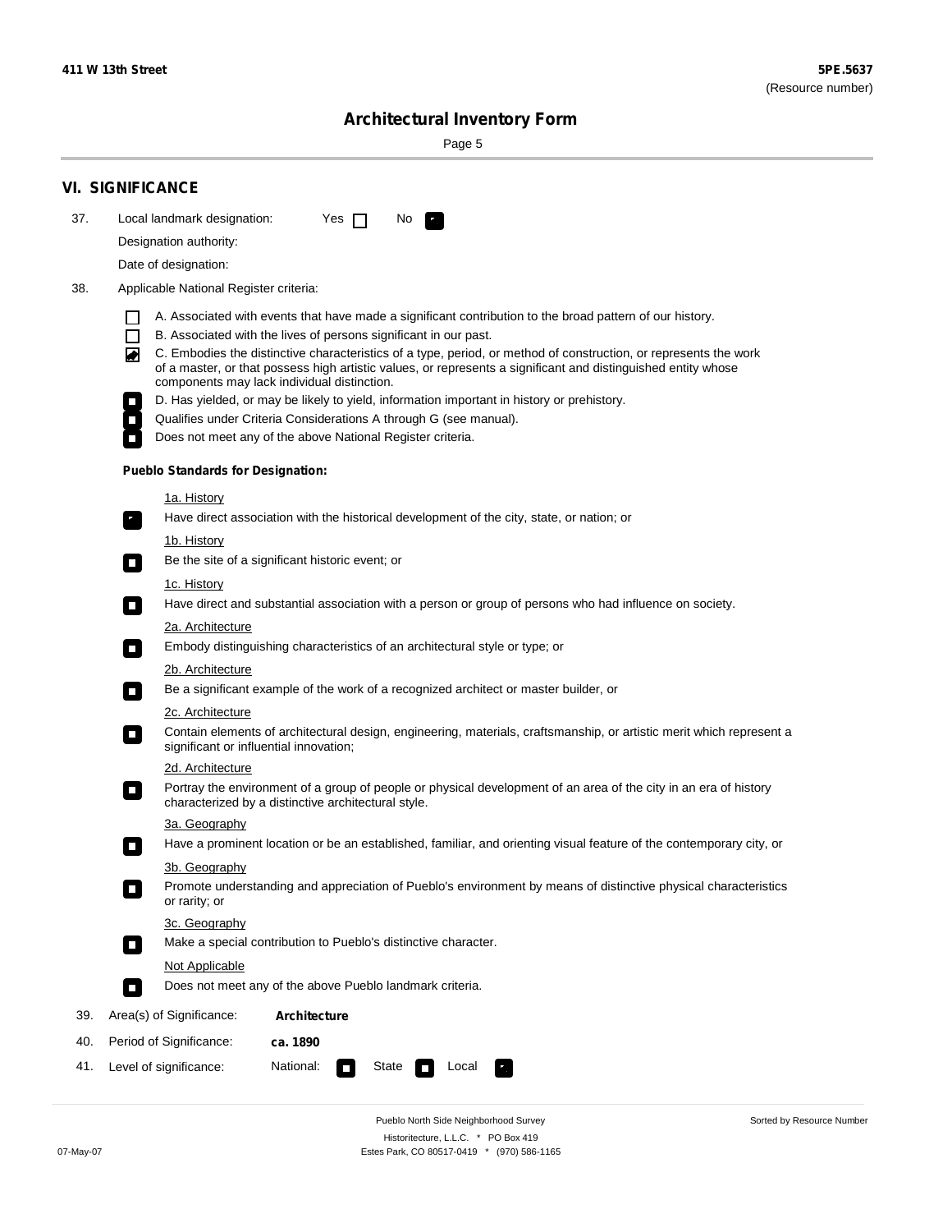## VI. SIGNIFICANCE

37. Local landmark designation: Yes ☐ No ☑

Designation authority:

Date of designation:

38. Applicable National Register criteria:

- ☐ A. Associated with events that have made a significant contribution to the broad pattern of our history.
- ☐ B. Associated with the lives of persons significant in our past.
- ☑ C. Embodies the distinctive characteristics of a type, period, or method of construction, or represents the work of a master, or that possess high artistic values, or represents a significant and distinguished entity whose components may lack individual distinction.
- ☐ D. Has yielded, or may be likely to yield, information important in history or prehistory.
- ☐ Qualifies under Criteria Considerations A through G (see manual).
- ☐ Does not meet any of the above National Register criteria.

**Pueblo Standards for Designation:**

1a. History
- ☑ Have direct association with the historical development of the city, state, or nation; or

1b. History
- ☐ Be the site of a significant historic event; or

1c. History
- ☐ Have direct and substantial association with a person or group of persons who had influence on society.

2a. Architecture
- ☐ Embody distinguishing characteristics of an architectural style or type; or

2b. Architecture
- ☐ Be a significant example of the work of a recognized architect or master builder, or

2c. Architecture
- ☐ Contain elements of architectural design, engineering, materials, craftsmanship, or artistic merit which represent a significant or influential innovation;

2d. Architecture
- ☐ Portray the environment of a group of people or physical development of an area of the city in an era of history characterized by a distinctive architectural style.

3a. Geography
- ☐ Have a prominent location or be an established, familiar, and orienting visual feature of the contemporary city, or

3b. Geography
- ☐ Promote understanding and appreciation of Pueblo's environment by means of distinctive physical characteristics or rarity; or

3c. Geography
- ☐ Make a special contribution to Pueblo's distinctive character.

Not Applicable
- ☐ Does not meet any of the above Pueblo landmark criteria.

39. Area(s) of Significance: **Architecture**

40. Period of Significance: **ca. 1890**

41. Level of significance: National: ☐ State ☐ Local ☑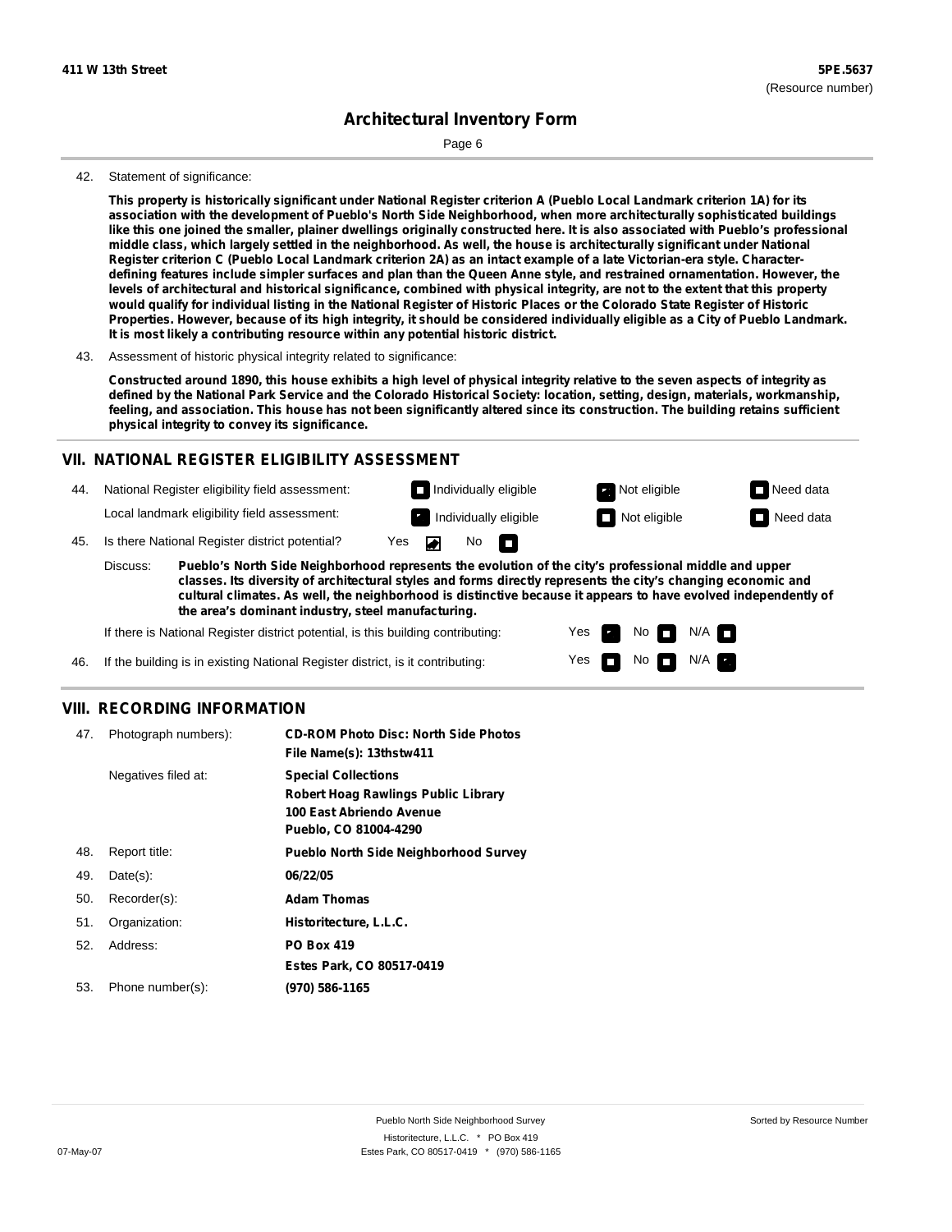**411 W 13th Street** | **5PE.5637** (Resource number)

# Architectural Inventory Form

42. Statement of significance:

**This property is historically significant under National Register criterion A (Pueblo Local Landmark criterion 1A) for its association with the development of Pueblo's North Side Neighborhood, when more architecturally sophisticated buildings like this one joined the smaller, plainer dwellings originally constructed here. It is also associated with Pueblo's professional middle class, which largely settled in the neighborhood. As well, the house is architecturally significant under National Register criterion C (Pueblo Local Landmark criterion 2A) as an intact example of a late Victorian-era style. Character-defining features include simpler surfaces and plan than the Queen Anne style, and restrained ornamentation. However, the levels of architectural and historical significance, combined with physical integrity, are not to the extent that this property would qualify for individual listing in the National Register of Historic Places or the Colorado State Register of Historic Properties. However, because of its high integrity, it should be considered individually eligible as a City of Pueblo Landmark. It is most likely a contributing resource within any potential historic district.**

43. Assessment of historic physical integrity related to significance:

**Constructed around 1890, this house exhibits a high level of physical integrity relative to the seven aspects of integrity as defined by the National Park Service and the Colorado Historical Society: location, setting, design, materials, workmanship, feeling, and association. This house has not been significantly altered since its construction. The building retains sufficient physical integrity to convey its significance.**

## VII. NATIONAL REGISTER ELIGIBILITY ASSESSMENT

44. National Register eligibility field assessment: ☐ Individually eligible ☑ Not eligible ☐ Need data

Local landmark eligibility field assessment: ☑ Individually eligible ☐ Not eligible ☐ Need data

45. Is there National Register district potential? Yes ☑ No ☐

Discuss: **Pueblo's North Side Neighborhood represents the evolution of the city's professional middle and upper classes. Its diversity of architectural styles and forms directly represents the city's changing economic and cultural climates. As well, the neighborhood is distinctive because it appears to have evolved independently of the area's dominant industry, steel manufacturing.**

If there is National Register district potential, is this building contributing: Yes ☑ No ☐ N/A ☐

46. If the building is in existing National Register district, is it contributing: Yes ☐ No ☐ N/A ☑

## VIII. RECORDING INFORMATION

47. Photograph numbers): **CD-ROM Photo Disc: North Side Photos**
**File Name(s): 13thstw411**

Negatives filed at: **Special Collections**
**Robert Hoag Rawlings Public Library**
**100 East Abriendo Avenue**
**Pueblo, CO 81004-4290**

48. Report title: **Pueblo North Side Neighborhood Survey**

49. Date(s): **06/22/05**

50. Recorder(s): **Adam Thomas**

51. Organization: **Historitecture, L.L.C.**

52. Address: **PO Box 419**
**Estes Park, CO 80517-0419**

53. Phone number(s): **(970) 586-1165**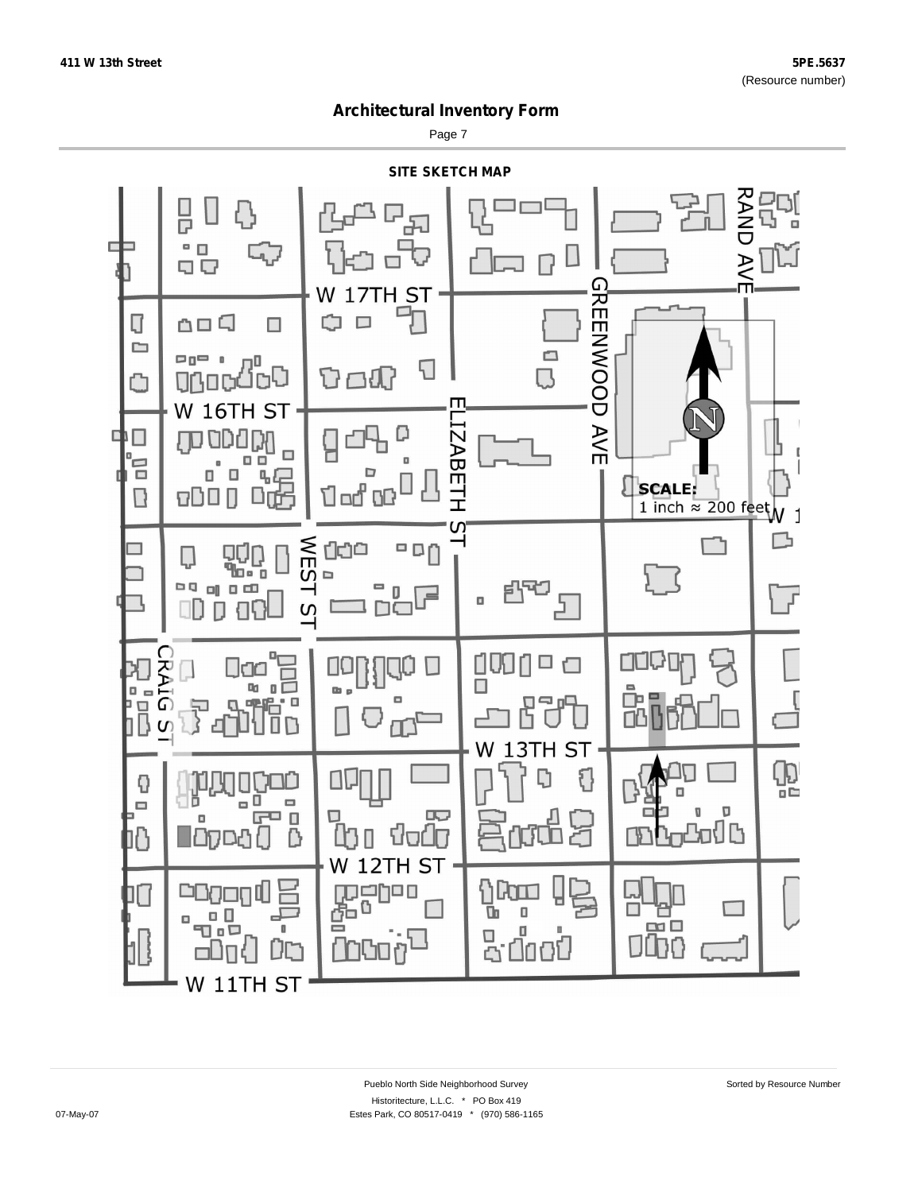# Architectural Inventory Form

## SITE SKETCH MAP

W 17TH ST

W 16TH ST

W 13TH ST

W 12TH ST

W 11TH ST

RAND AVE

GREENWOOD AVE

ELIZABETH ST

WEST ST

CRAIG ST

SCALE:
1 inch ≈ 200 feet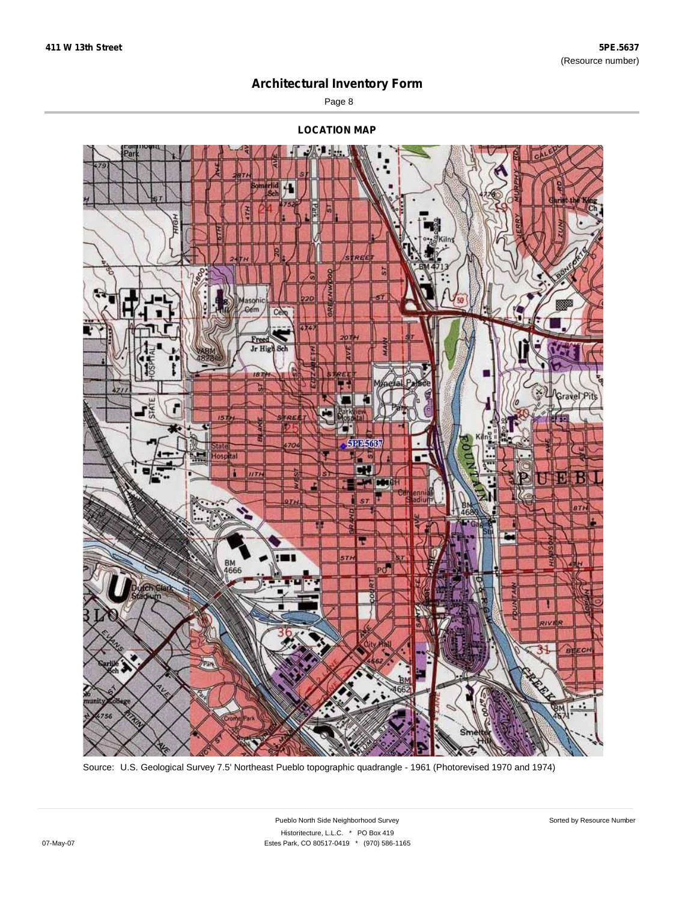# Architectural Inventory Form

## LOCATION MAP

Source: U.S. Geological Survey 7.5' Northeast Pueblo topographic quadrangle - 1961 (Photorevised 1970 and 1974)

Pueblo North Side Neighborhood Survey
Historitecture, L.L.C. * PO Box 419
Estes Park, CO 80517-0419 * (970) 586-1165